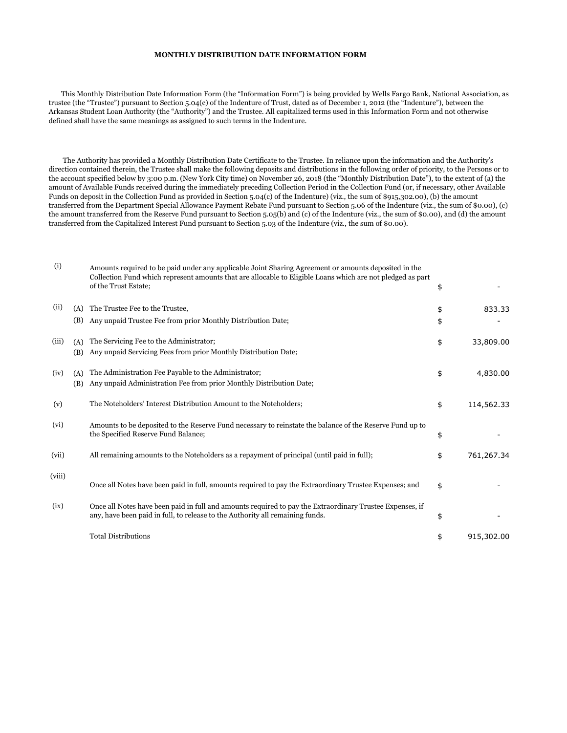# MONTHLY DISTRIBUTION DATE INFORMATION FORM

This Monthly Distribution Date Information Form (the "Information Form") is being provided by Wells Fargo Bank, National Association, as trustee (the "Trustee") pursuant to Section 5.04(c) of the Indenture of Trust, dated as of December 1, 2012 (the "Indenture"), between the Arkansas Student Loan Authority (the "Authority") and the Trustee. All capitalized terms used in this Information Form and not otherwise defined shall have the same meanings as assigned to such terms in the Indenture.

The Authority has provided a Monthly Distribution Date Certificate to the Trustee. In reliance upon the information and the Authority's direction contained therein, the Trustee shall make the following deposits and distributions in the following order of priority, to the Persons or to the account specified below by 3:00 p.m. (New York City time) on November 26, 2018 (the "Monthly Distribution Date"), to the extent of (a) the amount of Available Funds received during the immediately preceding Collection Period in the Collection Fund (or, if necessary, other Available Funds on deposit in the Collection Fund as provided in Section 5.04(c) of the Indenture) (viz., the sum of $915,302.00), (b) the amount transferred from the Department Special Allowance Payment Rebate Fund pursuant to Section 5.06 of the Indenture (viz., the sum of $0.00), (c) the amount transferred from the Reserve Fund pursuant to Section 5.05(b) and (c) of the Indenture (viz., the sum of $0.00), and (d) the amount transferred from the Capitalized Interest Fund pursuant to Section 5.03 of the Indenture (viz., the sum of $0.00).

| | | | | |
|---|---|---|---|---|
| (i) | | Amounts required to be paid under any applicable Joint Sharing Agreement or amounts deposited in the Collection Fund which represent amounts that are allocable to Eligible Loans which are not pledged as part of the Trust Estate; | $ | - |
| (ii) | (A) | The Trustee Fee to the Trustee, | $ | 833.33 |
| | (B) | Any unpaid Trustee Fee from prior Monthly Distribution Date; | $ | - |
| (iii) | (A) | The Servicing Fee to the Administrator; | $ | 33,809.00 |
| | (B) | Any unpaid Servicing Fees from prior Monthly Distribution Date; | | |
| (iv) | (A) | The Administration Fee Payable to the Administrator; | $ | 4,830.00 |
| | (B) | Any unpaid Administration Fee from prior Monthly Distribution Date; | | |
| (v) | | The Noteholders' Interest Distribution Amount to the Noteholders; | $ | 114,562.33 |
| (vi) | | Amounts to be deposited to the Reserve Fund necessary to reinstate the balance of the Reserve Fund up to the Specified Reserve Fund Balance; | $ | - |
| (vii) | | All remaining amounts to the Noteholders as a repayment of principal (until paid in full); | $ | 761,267.34 |
| (viii) | | Once all Notes have been paid in full, amounts required to pay the Extraordinary Trustee Expenses; and | $ | - |
| (ix) | | Once all Notes have been paid in full and amounts required to pay the Extraordinary Trustee Expenses, if any, have been paid in full, to release to the Authority all remaining funds. | $ | - |
| | | Total Distributions | $ | 915,302.00 |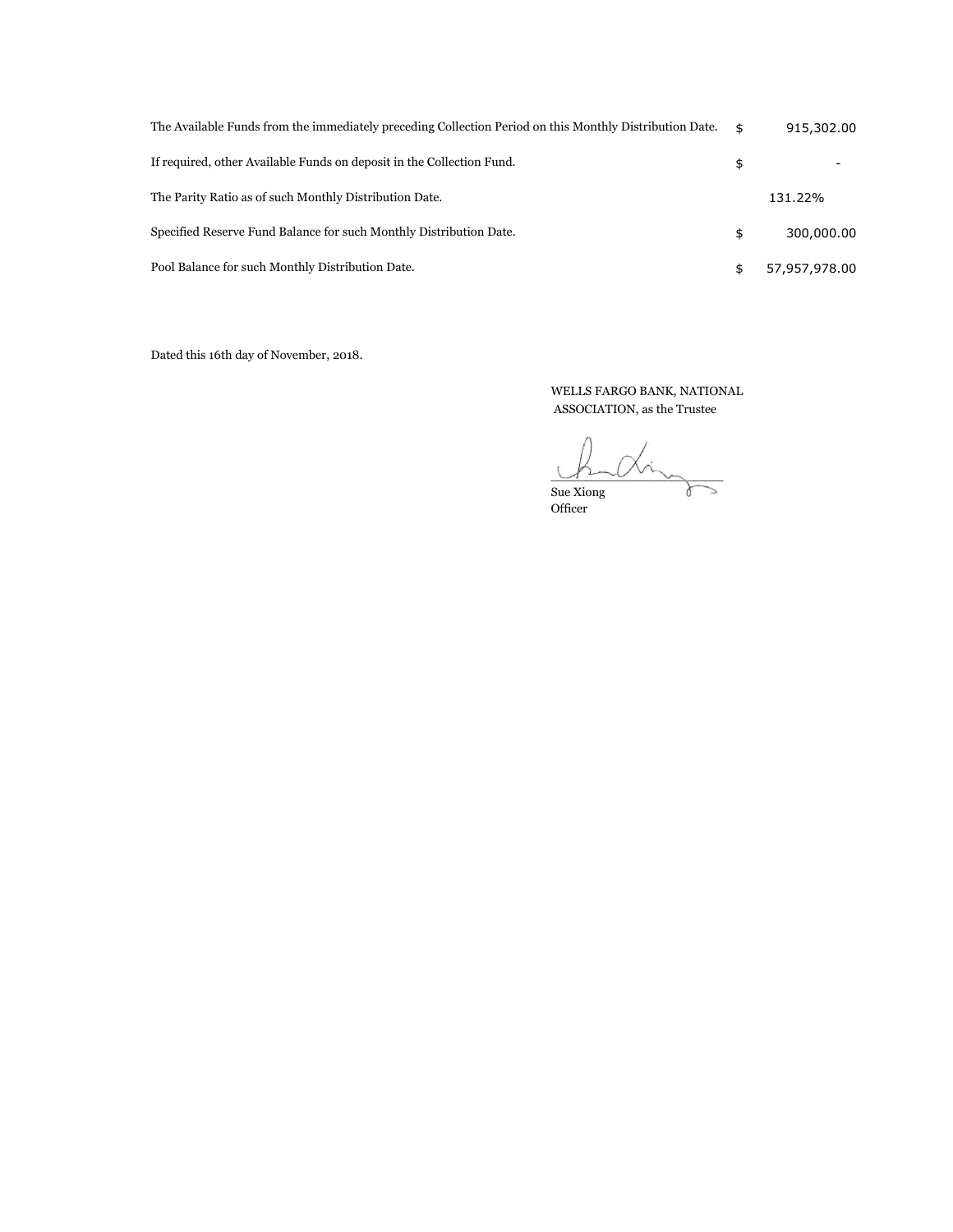| | | |
|---|---|---|
| The Available Funds from the immediately preceding Collection Period on this Monthly Distribution Date. | $ | 915,302.00 |
| If required, other Available Funds on deposit in the Collection Fund. | $ | - |
| The Parity Ratio as of such Monthly Distribution Date. | | 131.22% |
| Specified Reserve Fund Balance for such Monthly Distribution Date. | $ | 300,000.00 |
| Pool Balance for such Monthly Distribution Date. | $ | 57,957,978.00 |

Dated this 16th day of November, 2018.

WELLS FARGO BANK, NATIONAL ASSOCIATION, as the Trustee

Sue Xiong
Officer